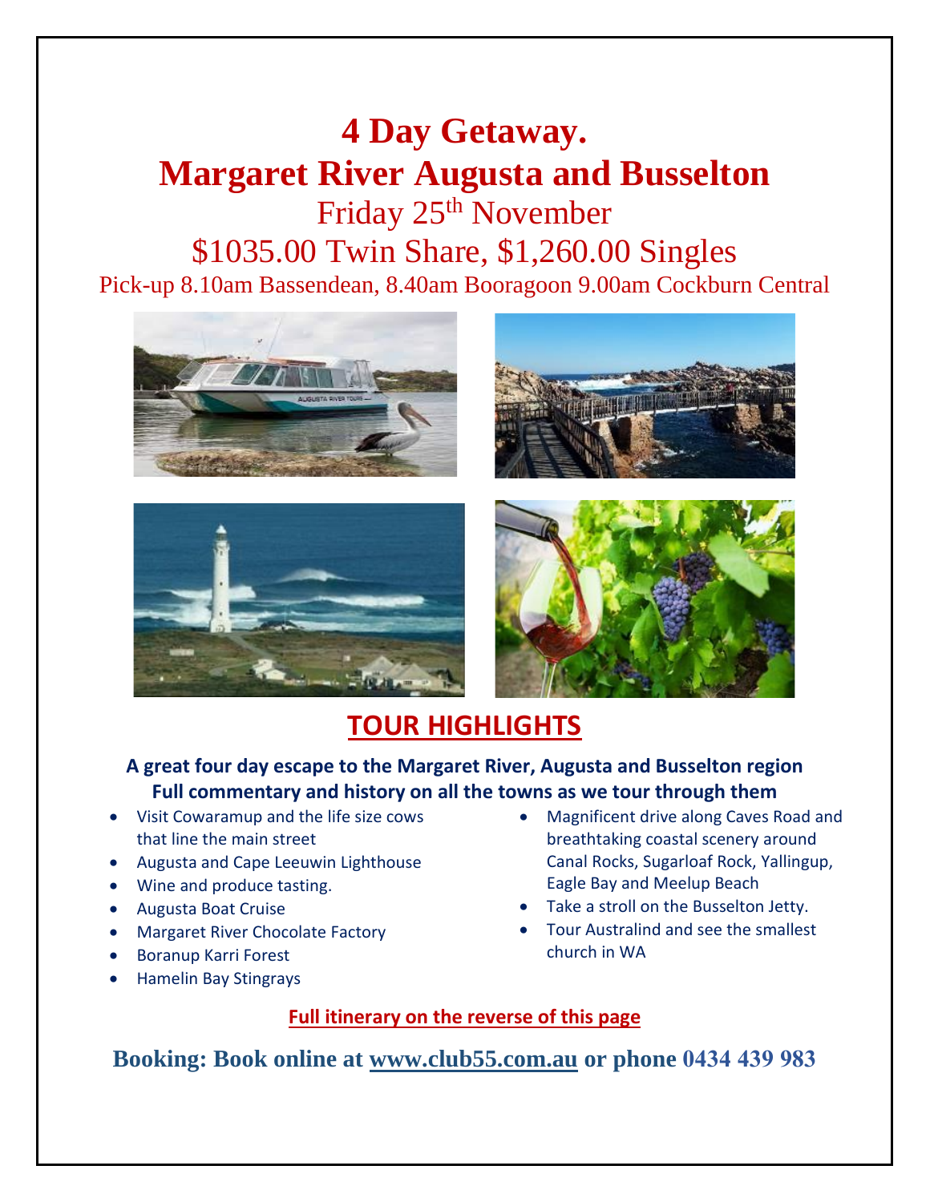# 4 Day Getaway.
# Margaret River Augusta and Busselton

Friday 25th November

$1035.00 Twin Share, $1,260.00 Singles

Pick-up 8.10am Bassendean, 8.40am Booragoon 9.00am Cockburn Central

## TOUR HIGHLIGHTS

**A great four day escape to the Margaret River, Augusta and Busselton region**
**Full commentary and history on all the towns as we tour through them**

- Visit Cowaramup and the life size cows that line the main street
- Augusta and Cape Leeuwin Lighthouse
- Wine and produce tasting.
- Augusta Boat Cruise
- Margaret River Chocolate Factory
- Boranup Karri Forest
- Hamelin Bay Stingrays
- Magnificent drive along Caves Road and breathtaking coastal scenery around Canal Rocks, Sugarloaf Rock, Yallingup, Eagle Bay and Meelup Beach
- Take a stroll on the Busselton Jetty.
- Tour Australind and see the smallest church in WA

**Full itinerary on the reverse of this page**

**Booking: Book online at www.club55.com.au or phone 0434 439 983**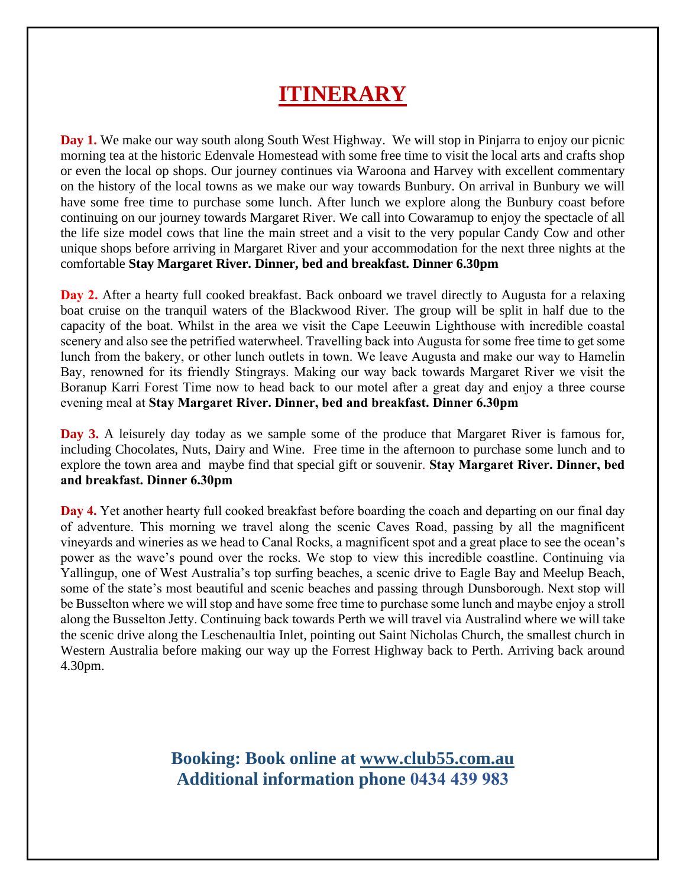# ITINERARY

**Day 1.** We make our way south along South West Highway. We will stop in Pinjarra to enjoy our picnic morning tea at the historic Edenvale Homestead with some free time to visit the local arts and crafts shop or even the local op shops. Our journey continues via Waroona and Harvey with excellent commentary on the history of the local towns as we make our way towards Bunbury. On arrival in Bunbury we will have some free time to purchase some lunch. After lunch we explore along the Bunbury coast before continuing on our journey towards Margaret River. We call into Cowaramup to enjoy the spectacle of all the life size model cows that line the main street and a visit to the very popular Candy Cow and other unique shops before arriving in Margaret River and your accommodation for the next three nights at the comfortable **Stay Margaret River. Dinner, bed and breakfast. Dinner 6.30pm**

**Day 2.** After a hearty full cooked breakfast. Back onboard we travel directly to Augusta for a relaxing boat cruise on the tranquil waters of the Blackwood River. The group will be split in half due to the capacity of the boat. Whilst in the area we visit the Cape Leeuwin Lighthouse with incredible coastal scenery and also see the petrified waterwheel. Travelling back into Augusta for some free time to get some lunch from the bakery, or other lunch outlets in town. We leave Augusta and make our way to Hamelin Bay, renowned for its friendly Stingrays. Making our way back towards Margaret River we visit the Boranup Karri Forest Time now to head back to our motel after a great day and enjoy a three course evening meal at **Stay Margaret River. Dinner, bed and breakfast. Dinner 6.30pm**

**Day 3.** A leisurely day today as we sample some of the produce that Margaret River is famous for, including Chocolates, Nuts, Dairy and Wine. Free time in the afternoon to purchase some lunch and to explore the town area and maybe find that special gift or souvenir. **Stay Margaret River. Dinner, bed and breakfast. Dinner 6.30pm**

**Day 4.** Yet another hearty full cooked breakfast before boarding the coach and departing on our final day of adventure. This morning we travel along the scenic Caves Road, passing by all the magnificent vineyards and wineries as we head to Canal Rocks, a magnificent spot and a great place to see the ocean's power as the wave's pound over the rocks. We stop to view this incredible coastline. Continuing via Yallingup, one of West Australia's top surfing beaches, a scenic drive to Eagle Bay and Meelup Beach, some of the state's most beautiful and scenic beaches and passing through Dunsborough. Next stop will be Busselton where we will stop and have some free time to purchase some lunch and maybe enjoy a stroll along the Busselton Jetty. Continuing back towards Perth we will travel via Australind where we will take the scenic drive along the Leschenaultia Inlet, pointing out Saint Nicholas Church, the smallest church in Western Australia before making our way up the Forrest Highway back to Perth. Arriving back around 4.30pm.

**Booking: Book online at www.club55.com.au**
**Additional information phone 0434 439 983**